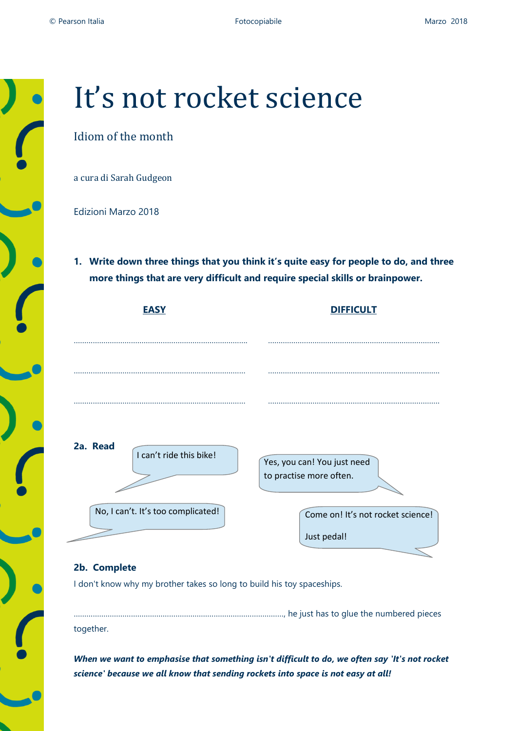# It's not rocket science

Idiom of the month

a cura di Sarah Gudgeon

Edizioni Marzo 2018

**1. Write down three things that you think it's quite easy for people to do, and three more things that are very difficult and require special skills or brainpower.**

| **EASY** | **DIFFICULT** |
| --- | --- |
| ……………………………………………………………… | ……………………………………………………………… |
| ……………………………………………………………… | ……………………………………………………………… |
| ……………………………………………………………… | ……………………………………………………………… |

**2a. Read**

I can't ride this bike!

Yes, you can! You just need to practise more often.

No, I can't. It's too complicated!

Come on! It's not rocket science! Just pedal!

**2b. Complete**

I don't know why my brother takes so long to build his toy spaceships.

………………………………………………………………………………………, he just has to glue the numbered pieces together.

***When we want to emphasise that something isn't difficult to do, we often say 'It's not rocket science' because we all know that sending rockets into space is not easy at all!***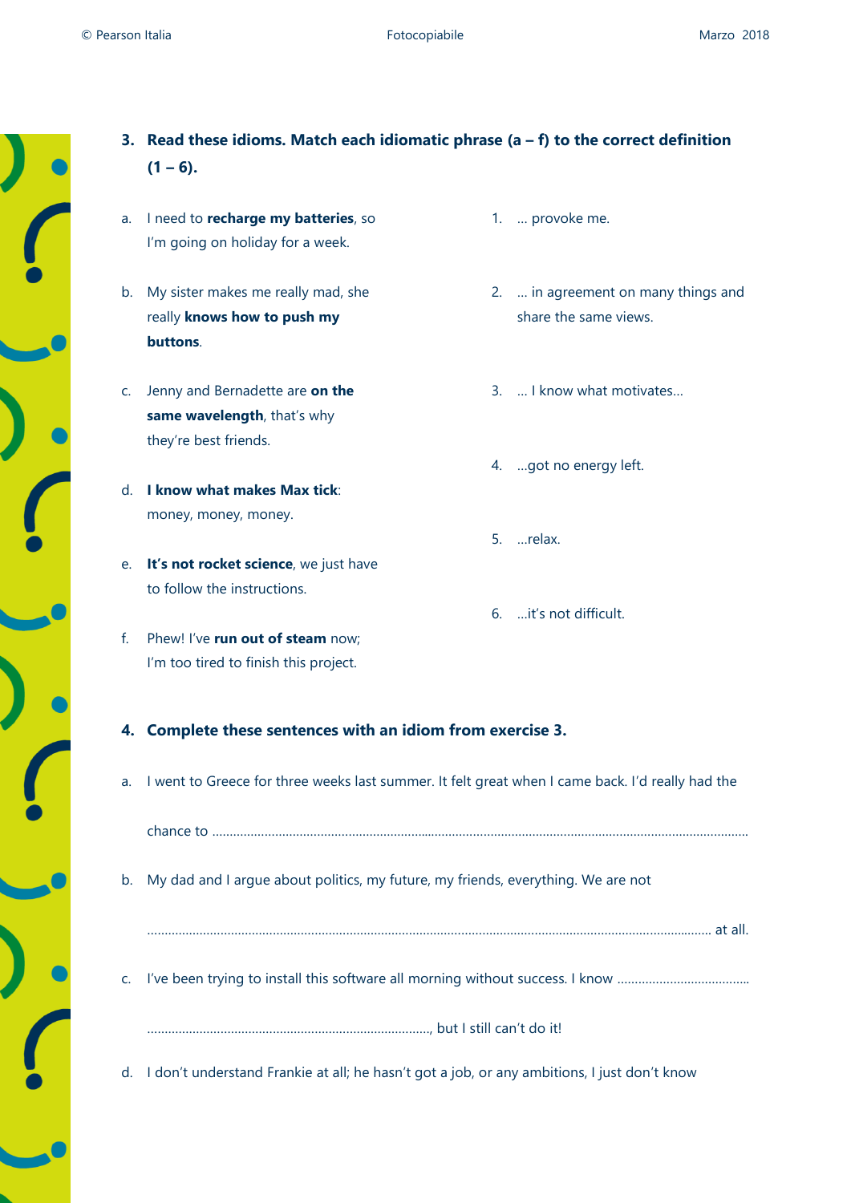**3. Read these idioms. Match each idiomatic phrase (a – f) to the correct definition (1 – 6).**

a. I need to **recharge my batteries**, so I'm going on holiday for a week.

b. My sister makes me really mad, she really **knows how to push my buttons**.

c. Jenny and Bernadette are **on the same wavelength**, that's why they're best friends.

d. **I know what makes Max tick**: money, money, money.

e. **It's not rocket science**, we just have to follow the instructions.

f. Phew! I've **run out of steam** now; I'm too tired to finish this project.

1. … provoke me.

2. … in agreement on many things and share the same views.

3. … I know what motivates…

4. …got no energy left.

5. …relax.

6. …it's not difficult.

**4. Complete these sentences with an idiom from exercise 3.**

a. I went to Greece for three weeks last summer. It felt great when I came back. I'd really had the chance to ………………………………………………………………………………………………………………………

b. My dad and I argue about politics, my future, my friends, everything. We are not ……………………………………………………………………………………………………………………… at all.

c. I've been trying to install this software all morning without success. I know ……………………………… ………………………………………………………………………, but I still can't do it!

d. I don't understand Frankie at all; he hasn't got a job, or any ambitions, I just don't know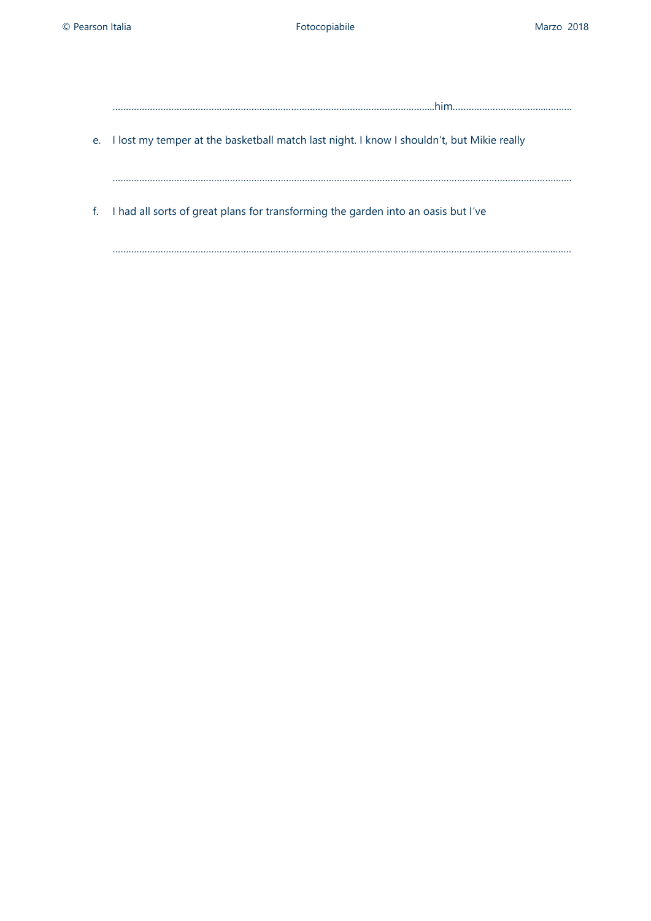........................................................................................................................him..............................................

e. I lost my temper at the basketball match last night. I know I shouldn't, but Mikie really

........................................................................................................................................................................

f. I had all sorts of great plans for transforming the garden into an oasis but I've

........................................................................................................................................................................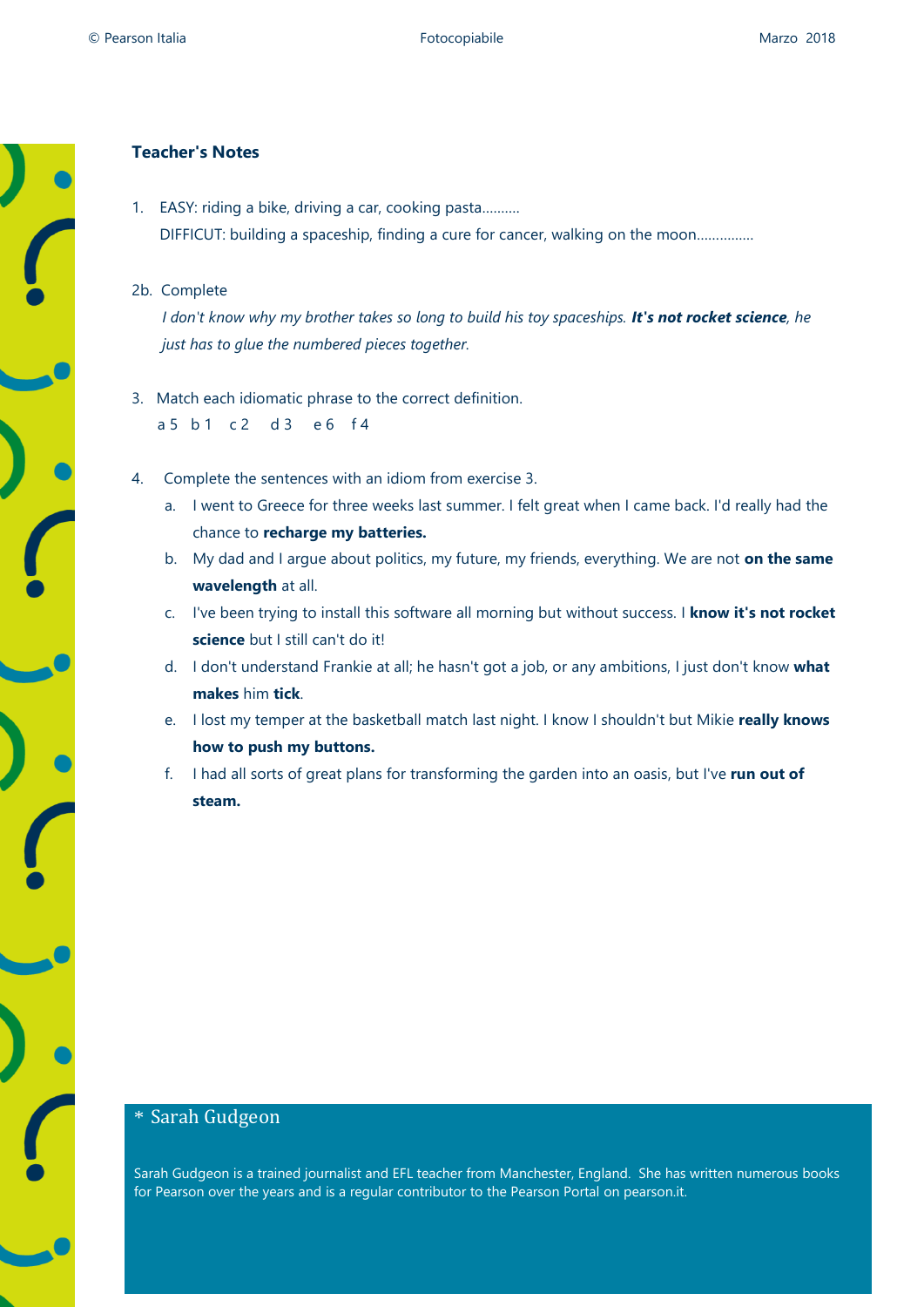**Teacher's Notes**

1. EASY: riding a bike, driving a car, cooking pasta..........
   DIFFICUT: building a spaceship, finding a cure for cancer, walking on the moon...............

2b. Complete
   *I don't know why my brother takes so long to build his toy spaceships.* ***It's not rocket science****, he just has to glue the numbered pieces together.*

3. Match each idiomatic phrase to the correct definition.
   a 5   b 1   c 2   d 3   e 6   f 4

4. Complete the sentences with an idiom from exercise 3.
   a. I went to Greece for three weeks last summer. I felt great when I came back. I'd really had the chance to **recharge my batteries.**
   b. My dad and I argue about politics, my future, my friends, everything. We are not **on the same wavelength** at all.
   c. I've been trying to install this software all morning but without success. I **know it's not rocket science** but I still can't do it!
   d. I don't understand Frankie at all; he hasn't got a job, or any ambitions, I just don't know **what makes** him **tick**.
   e. I lost my temper at the basketball match last night. I know I shouldn't but Mikie **really knows how to push my buttons.**
   f. I had all sorts of great plans for transforming the garden into an oasis, but I've **run out of steam.**

\* Sarah Gudgeon

Sarah Gudgeon is a trained journalist and EFL teacher from Manchester, England. She has written numerous books for Pearson over the years and is a regular contributor to the Pearson Portal on pearson.it.